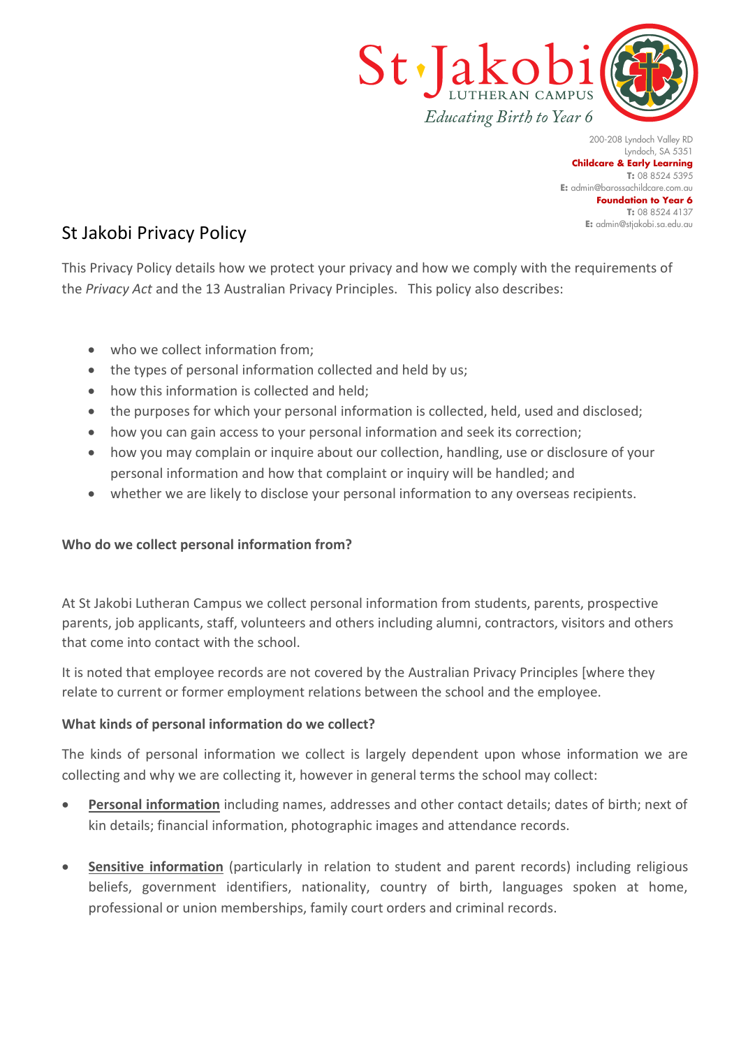St Jakobi
LUTHERAN CAMPUS
*Educating Birth to Year 6*

200-208 Lyndoch Valley RD
Lyndoch, SA 5351
**Childcare & Early Learning**
**T:** 08 8524 5395
**E:** admin@barossachildcare.com.au
**Foundation to Year 6**
**T:** 08 8524 4137
**E:** admin@stjakobi.sa.edu.au

# St Jakobi Privacy Policy

This Privacy Policy details how we protect your privacy and how we comply with the requirements of the *Privacy Act* and the 13 Australian Privacy Principles. This policy also describes:

- who we collect information from;
- the types of personal information collected and held by us;
- how this information is collected and held;
- the purposes for which your personal information is collected, held, used and disclosed;
- how you can gain access to your personal information and seek its correction;
- how you may complain or inquire about our collection, handling, use or disclosure of your personal information and how that complaint or inquiry will be handled; and
- whether we are likely to disclose your personal information to any overseas recipients.

**Who do we collect personal information from?**

At St Jakobi Lutheran Campus we collect personal information from students, parents, prospective parents, job applicants, staff, volunteers and others including alumni, contractors, visitors and others that come into contact with the school.

It is noted that employee records are not covered by the Australian Privacy Principles [where they relate to current or former employment relations between the school and the employee.

**What kinds of personal information do we collect?**

The kinds of personal information we collect is largely dependent upon whose information we are collecting and why we are collecting it, however in general terms the school may collect:

- **Personal information** including names, addresses and other contact details; dates of birth; next of kin details; financial information, photographic images and attendance records.
- **Sensitive information** (particularly in relation to student and parent records) including religious beliefs, government identifiers, nationality, country of birth, languages spoken at home, professional or union memberships, family court orders and criminal records.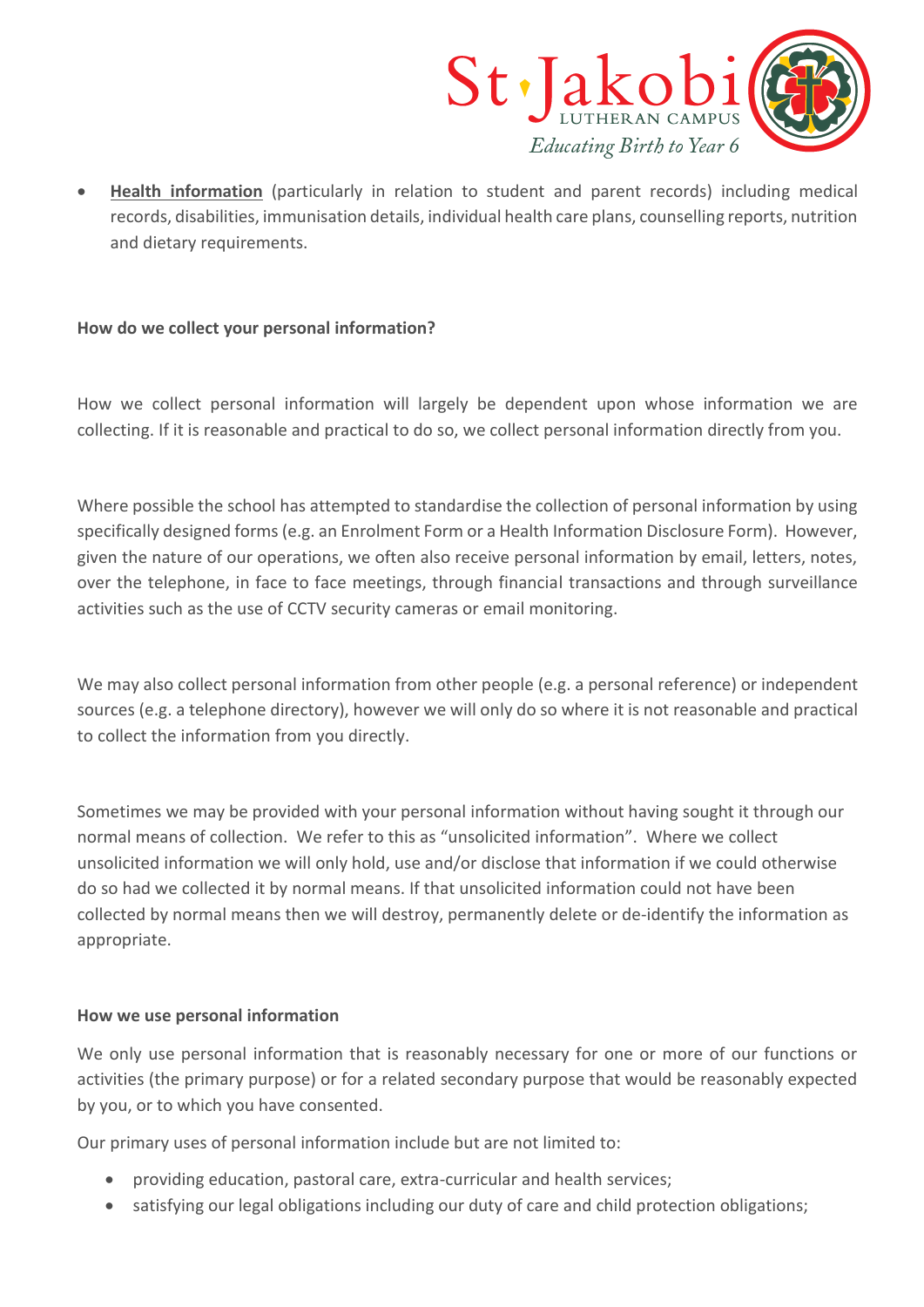- **Health information** (particularly in relation to student and parent records) including medical records, disabilities, immunisation details, individual health care plans, counselling reports, nutrition and dietary requirements.

**How do we collect your personal information?**

How we collect personal information will largely be dependent upon whose information we are collecting. If it is reasonable and practical to do so, we collect personal information directly from you.

Where possible the school has attempted to standardise the collection of personal information by using specifically designed forms (e.g. an Enrolment Form or a Health Information Disclosure Form). However, given the nature of our operations, we often also receive personal information by email, letters, notes, over the telephone, in face to face meetings, through financial transactions and through surveillance activities such as the use of CCTV security cameras or email monitoring.

We may also collect personal information from other people (e.g. a personal reference) or independent sources (e.g. a telephone directory), however we will only do so where it is not reasonable and practical to collect the information from you directly.

Sometimes we may be provided with your personal information without having sought it through our normal means of collection. We refer to this as "unsolicited information". Where we collect unsolicited information we will only hold, use and/or disclose that information if we could otherwise do so had we collected it by normal means. If that unsolicited information could not have been collected by normal means then we will destroy, permanently delete or de-identify the information as appropriate.

**How we use personal information**

We only use personal information that is reasonably necessary for one or more of our functions or activities (the primary purpose) or for a related secondary purpose that would be reasonably expected by you, or to which you have consented.

Our primary uses of personal information include but are not limited to:

- providing education, pastoral care, extra-curricular and health services;
- satisfying our legal obligations including our duty of care and child protection obligations;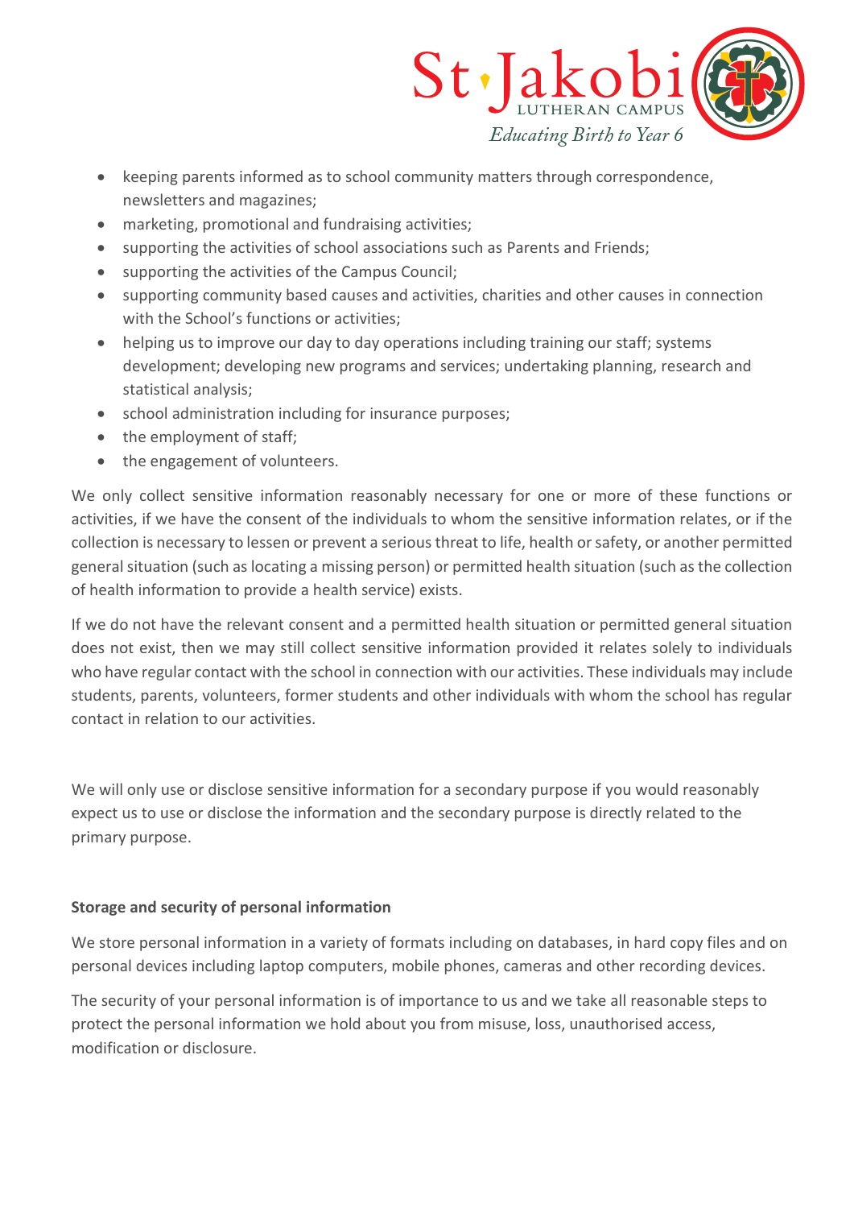- keeping parents informed as to school community matters through correspondence, newsletters and magazines;
- marketing, promotional and fundraising activities;
- supporting the activities of school associations such as Parents and Friends;
- supporting the activities of the Campus Council;
- supporting community based causes and activities, charities and other causes in connection with the School's functions or activities;
- helping us to improve our day to day operations including training our staff; systems development; developing new programs and services; undertaking planning, research and statistical analysis;
- school administration including for insurance purposes;
- the employment of staff;
- the engagement of volunteers.

We only collect sensitive information reasonably necessary for one or more of these functions or activities, if we have the consent of the individuals to whom the sensitive information relates, or if the collection is necessary to lessen or prevent a serious threat to life, health or safety, or another permitted general situation (such as locating a missing person) or permitted health situation (such as the collection of health information to provide a health service) exists.

If we do not have the relevant consent and a permitted health situation or permitted general situation does not exist, then we may still collect sensitive information provided it relates solely to individuals who have regular contact with the school in connection with our activities. These individuals may include students, parents, volunteers, former students and other individuals with whom the school has regular contact in relation to our activities.

We will only use or disclose sensitive information for a secondary purpose if you would reasonably expect us to use or disclose the information and the secondary purpose is directly related to the primary purpose.

**Storage and security of personal information**

We store personal information in a variety of formats including on databases, in hard copy files and on personal devices including laptop computers, mobile phones, cameras and other recording devices.

The security of your personal information is of importance to us and we take all reasonable steps to protect the personal information we hold about you from misuse, loss, unauthorised access, modification or disclosure.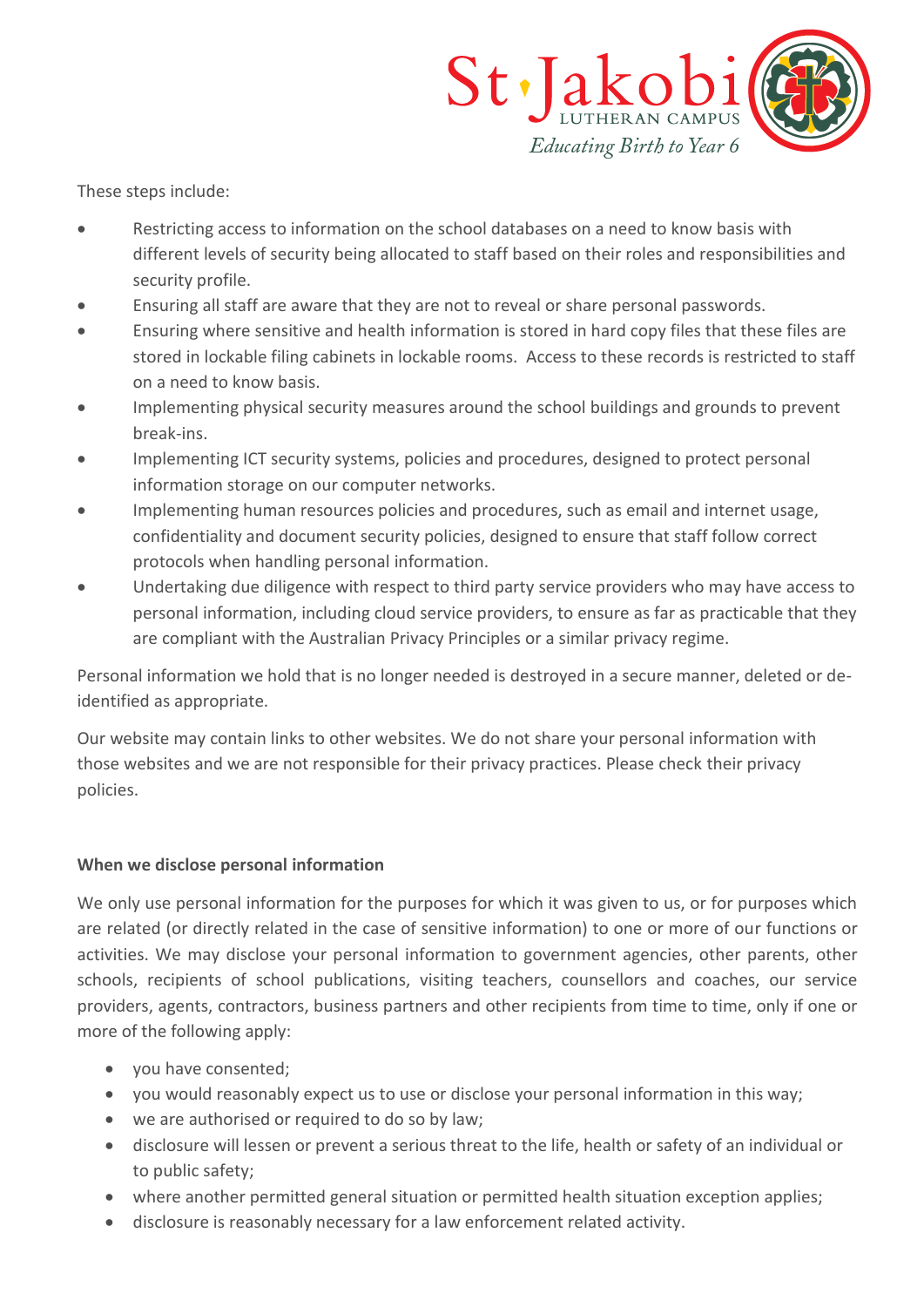These steps include:

- Restricting access to information on the school databases on a need to know basis with different levels of security being allocated to staff based on their roles and responsibilities and security profile.
- Ensuring all staff are aware that they are not to reveal or share personal passwords.
- Ensuring where sensitive and health information is stored in hard copy files that these files are stored in lockable filing cabinets in lockable rooms. Access to these records is restricted to staff on a need to know basis.
- Implementing physical security measures around the school buildings and grounds to prevent break-ins.
- Implementing ICT security systems, policies and procedures, designed to protect personal information storage on our computer networks.
- Implementing human resources policies and procedures, such as email and internet usage, confidentiality and document security policies, designed to ensure that staff follow correct protocols when handling personal information.
- Undertaking due diligence with respect to third party service providers who may have access to personal information, including cloud service providers, to ensure as far as practicable that they are compliant with the Australian Privacy Principles or a similar privacy regime.

Personal information we hold that is no longer needed is destroyed in a secure manner, deleted or de-identified as appropriate.

Our website may contain links to other websites. We do not share your personal information with those websites and we are not responsible for their privacy practices. Please check their privacy policies.

**When we disclose personal information**

We only use personal information for the purposes for which it was given to us, or for purposes which are related (or directly related in the case of sensitive information) to one or more of our functions or activities. We may disclose your personal information to government agencies, other parents, other schools, recipients of school publications, visiting teachers, counsellors and coaches, our service providers, agents, contractors, business partners and other recipients from time to time, only if one or more of the following apply:

- you have consented;
- you would reasonably expect us to use or disclose your personal information in this way;
- we are authorised or required to do so by law;
- disclosure will lessen or prevent a serious threat to the life, health or safety of an individual or to public safety;
- where another permitted general situation or permitted health situation exception applies;
- disclosure is reasonably necessary for a law enforcement related activity.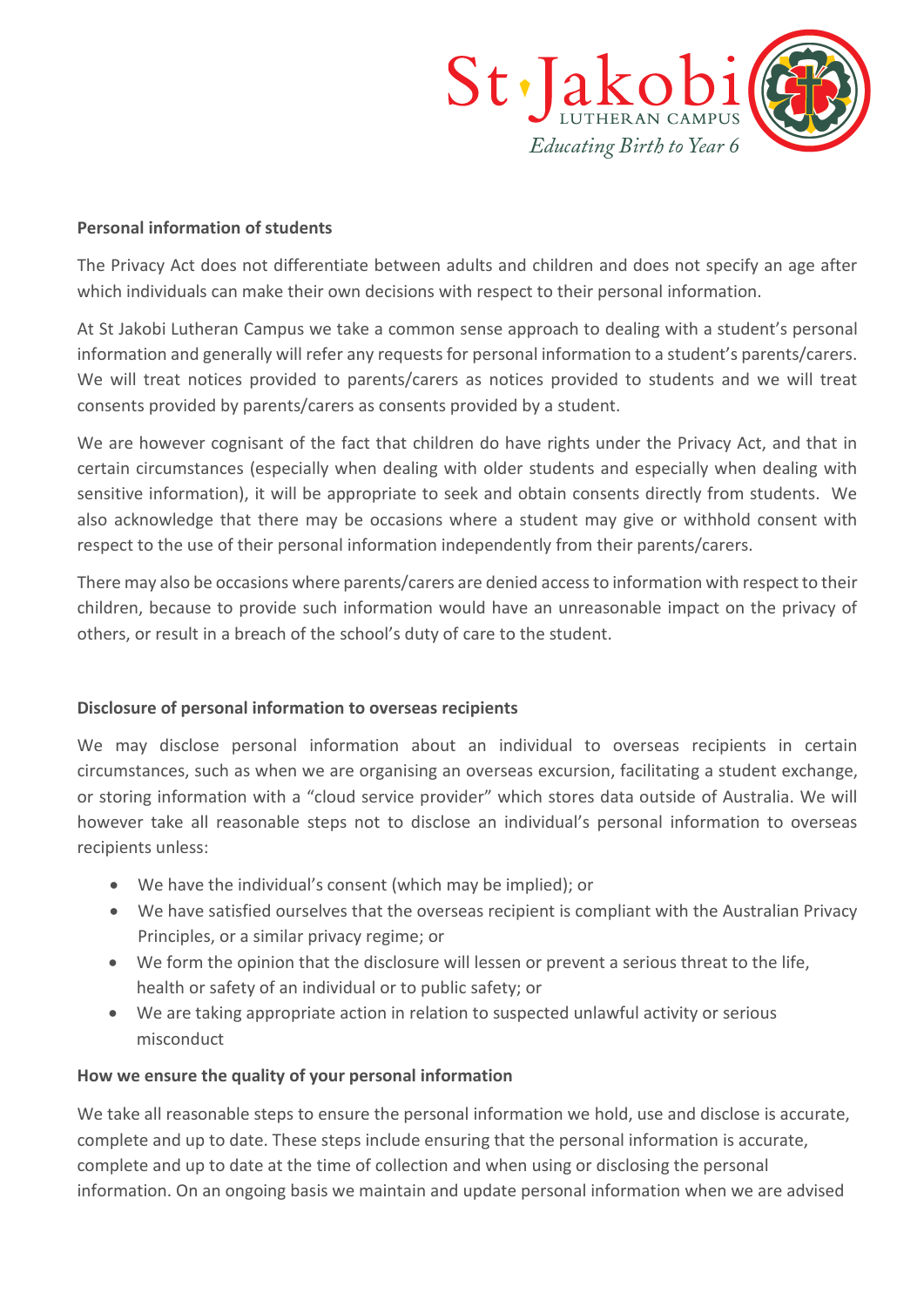**Personal information of students**

The Privacy Act does not differentiate between adults and children and does not specify an age after which individuals can make their own decisions with respect to their personal information.

At St Jakobi Lutheran Campus we take a common sense approach to dealing with a student's personal information and generally will refer any requests for personal information to a student's parents/carers. We will treat notices provided to parents/carers as notices provided to students and we will treat consents provided by parents/carers as consents provided by a student.

We are however cognisant of the fact that children do have rights under the Privacy Act, and that in certain circumstances (especially when dealing with older students and especially when dealing with sensitive information), it will be appropriate to seek and obtain consents directly from students. We also acknowledge that there may be occasions where a student may give or withhold consent with respect to the use of their personal information independently from their parents/carers.

There may also be occasions where parents/carers are denied access to information with respect to their children, because to provide such information would have an unreasonable impact on the privacy of others, or result in a breach of the school's duty of care to the student.

**Disclosure of personal information to overseas recipients**

We may disclose personal information about an individual to overseas recipients in certain circumstances, such as when we are organising an overseas excursion, facilitating a student exchange, or storing information with a "cloud service provider" which stores data outside of Australia. We will however take all reasonable steps not to disclose an individual's personal information to overseas recipients unless:

- We have the individual's consent (which may be implied); or
- We have satisfied ourselves that the overseas recipient is compliant with the Australian Privacy Principles, or a similar privacy regime; or
- We form the opinion that the disclosure will lessen or prevent a serious threat to the life, health or safety of an individual or to public safety; or
- We are taking appropriate action in relation to suspected unlawful activity or serious misconduct

**How we ensure the quality of your personal information**

We take all reasonable steps to ensure the personal information we hold, use and disclose is accurate, complete and up to date. These steps include ensuring that the personal information is accurate, complete and up to date at the time of collection and when using or disclosing the personal information. On an ongoing basis we maintain and update personal information when we are advised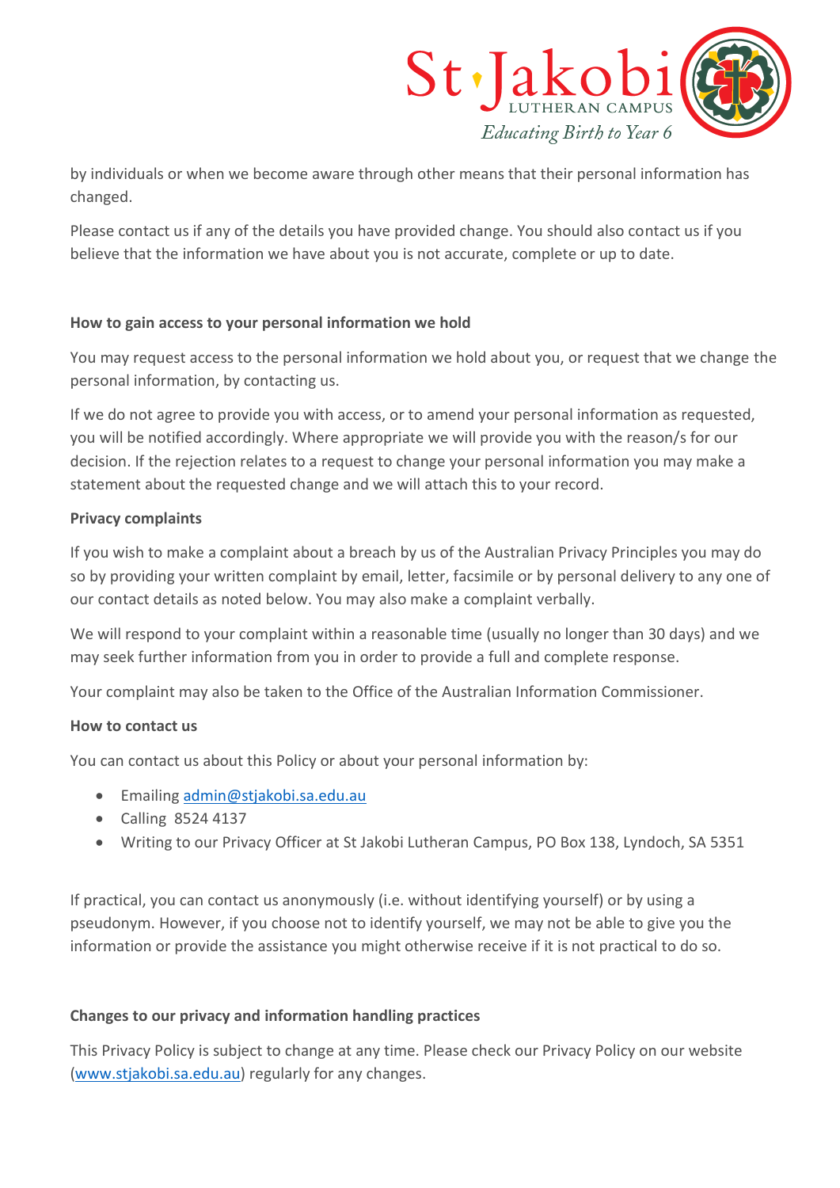by individuals or when we become aware through other means that their personal information has changed.

Please contact us if any of the details you have provided change. You should also contact us if you believe that the information we have about you is not accurate, complete or up to date.

**How to gain access to your personal information we hold**

You may request access to the personal information we hold about you, or request that we change the personal information, by contacting us.

If we do not agree to provide you with access, or to amend your personal information as requested, you will be notified accordingly. Where appropriate we will provide you with the reason/s for our decision. If the rejection relates to a request to change your personal information you may make a statement about the requested change and we will attach this to your record.

**Privacy complaints**

If you wish to make a complaint about a breach by us of the Australian Privacy Principles you may do so by providing your written complaint by email, letter, facsimile or by personal delivery to any one of our contact details as noted below. You may also make a complaint verbally.

We will respond to your complaint within a reasonable time (usually no longer than 30 days) and we may seek further information from you in order to provide a full and complete response.

Your complaint may also be taken to the Office of the Australian Information Commissioner.

**How to contact us**

You can contact us about this Policy or about your personal information by:

- Emailing admin@stjakobi.sa.edu.au
- Calling 8524 4137
- Writing to our Privacy Officer at St Jakobi Lutheran Campus, PO Box 138, Lyndoch, SA 5351

If practical, you can contact us anonymously (i.e. without identifying yourself) or by using a pseudonym. However, if you choose not to identify yourself, we may not be able to give you the information or provide the assistance you might otherwise receive if it is not practical to do so.

**Changes to our privacy and information handling practices**

This Privacy Policy is subject to change at any time. Please check our Privacy Policy on our website (www.stjakobi.sa.edu.au) regularly for any changes.